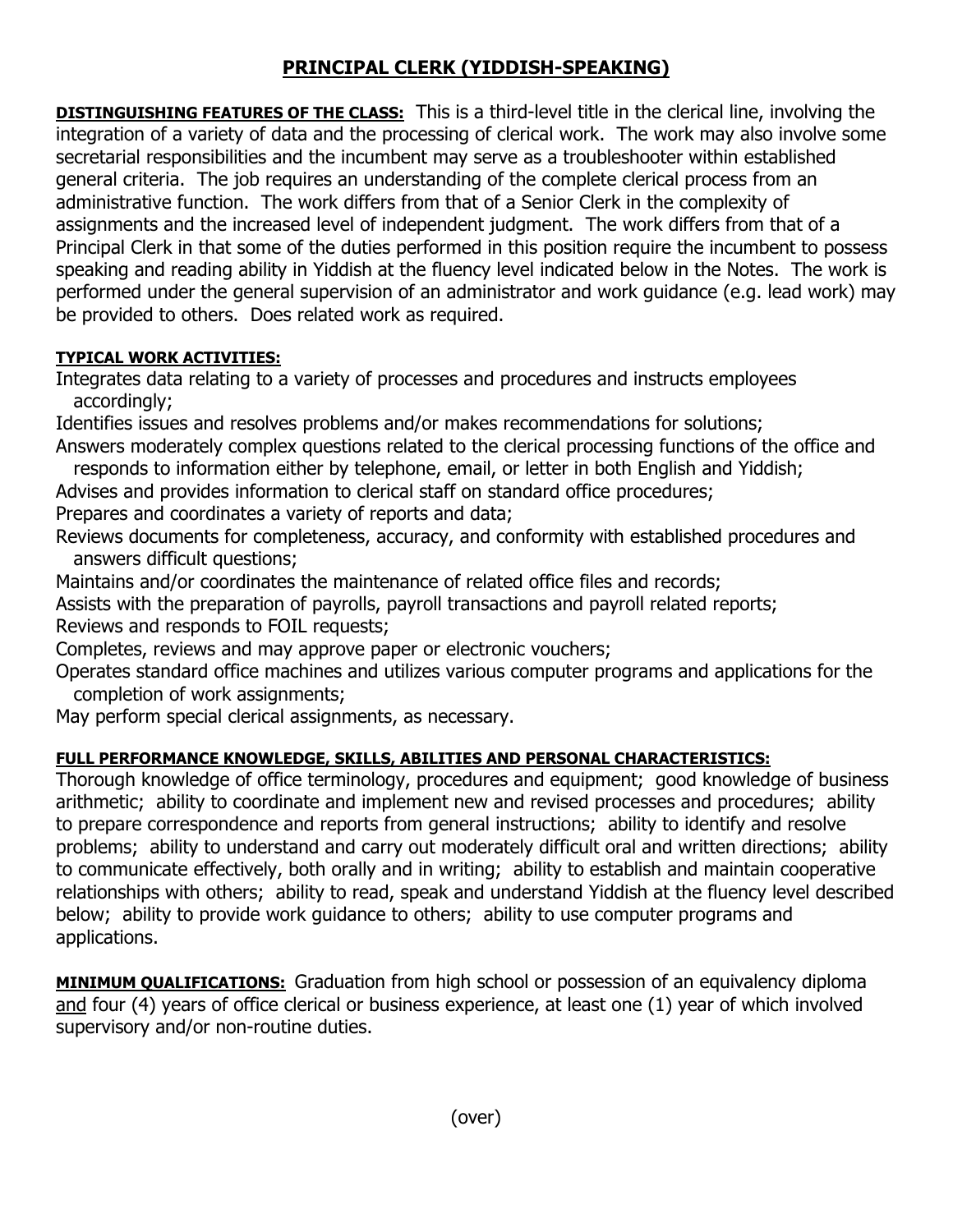# PRINCIPAL CLERK (YIDDISH-SPEAKING)

**DISTINGUISHING FEATURES OF THE CLASS:** This is a third-level title in the clerical line, involving the integration of a variety of data and the processing of clerical work. The work may also involve some secretarial responsibilities and the incumbent may serve as a troubleshooter within established general criteria. The job requires an understanding of the complete clerical process from an administrative function. The work differs from that of a Senior Clerk in the complexity of assignments and the increased level of independent judgment. The work differs from that of a Principal Clerk in that some of the duties performed in this position require the incumbent to possess speaking and reading ability in Yiddish at the fluency level indicated below in the Notes. The work is performed under the general supervision of an administrator and work guidance (e.g. lead work) may be provided to others. Does related work as required.

**TYPICAL WORK ACTIVITIES:**

Integrates data relating to a variety of processes and procedures and instructs employees accordingly;
Identifies issues and resolves problems and/or makes recommendations for solutions;
Answers moderately complex questions related to the clerical processing functions of the office and responds to information either by telephone, email, or letter in both English and Yiddish;
Advises and provides information to clerical staff on standard office procedures;
Prepares and coordinates a variety of reports and data;
Reviews documents for completeness, accuracy, and conformity with established procedures and answers difficult questions;
Maintains and/or coordinates the maintenance of related office files and records;
Assists with the preparation of payrolls, payroll transactions and payroll related reports;
Reviews and responds to FOIL requests;
Completes, reviews and may approve paper or electronic vouchers;
Operates standard office machines and utilizes various computer programs and applications for the completion of work assignments;
May perform special clerical assignments, as necessary.

**FULL PERFORMANCE KNOWLEDGE, SKILLS, ABILITIES AND PERSONAL CHARACTERISTICS:**
Thorough knowledge of office terminology, procedures and equipment; good knowledge of business arithmetic; ability to coordinate and implement new and revised processes and procedures; ability to prepare correspondence and reports from general instructions; ability to identify and resolve problems; ability to understand and carry out moderately difficult oral and written directions; ability to communicate effectively, both orally and in writing; ability to establish and maintain cooperative relationships with others; ability to read, speak and understand Yiddish at the fluency level described below; ability to provide work guidance to others; ability to use computer programs and applications.

**MINIMUM QUALIFICATIONS:** Graduation from high school or possession of an equivalency diploma and four (4) years of office clerical or business experience, at least one (1) year of which involved supervisory and/or non-routine duties.

(over)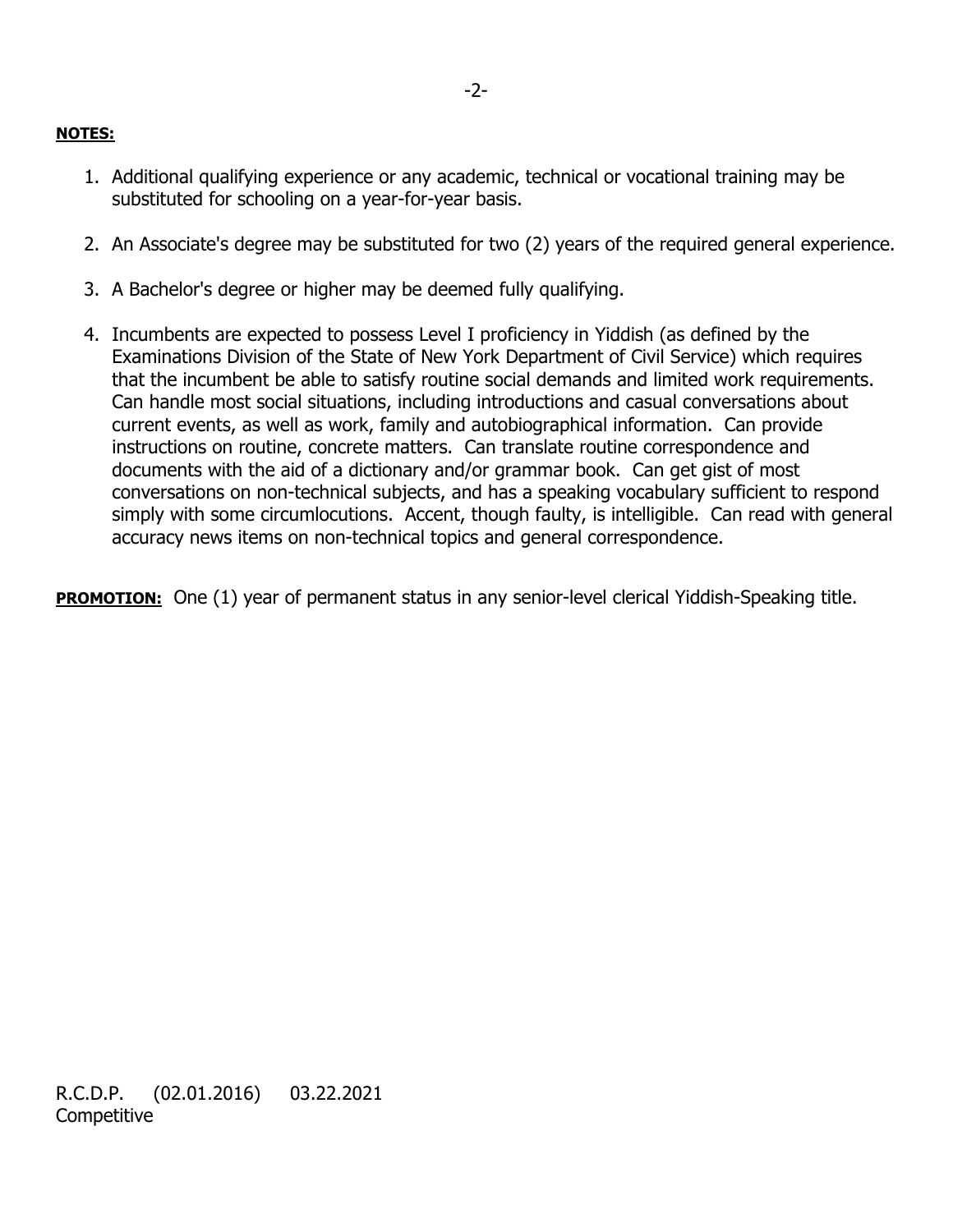**NOTES:**

1. Additional qualifying experience or any academic, technical or vocational training may be substituted for schooling on a year-for-year basis.

2. An Associate's degree may be substituted for two (2) years of the required general experience.

3. A Bachelor's degree or higher may be deemed fully qualifying.

4. Incumbents are expected to possess Level I proficiency in Yiddish (as defined by the Examinations Division of the State of New York Department of Civil Service) which requires that the incumbent be able to satisfy routine social demands and limited work requirements. Can handle most social situations, including introductions and casual conversations about current events, as well as work, family and autobiographical information. Can provide instructions on routine, concrete matters. Can translate routine correspondence and documents with the aid of a dictionary and/or grammar book. Can get gist of most conversations on non-technical subjects, and has a speaking vocabulary sufficient to respond simply with some circumlocutions. Accent, though faulty, is intelligible. Can read with general accuracy news items on non-technical topics and general correspondence.

**PROMOTION:** One (1) year of permanent status in any senior-level clerical Yiddish-Speaking title.

R.C.D.P. (02.01.2016) 03.22.2021
Competitive